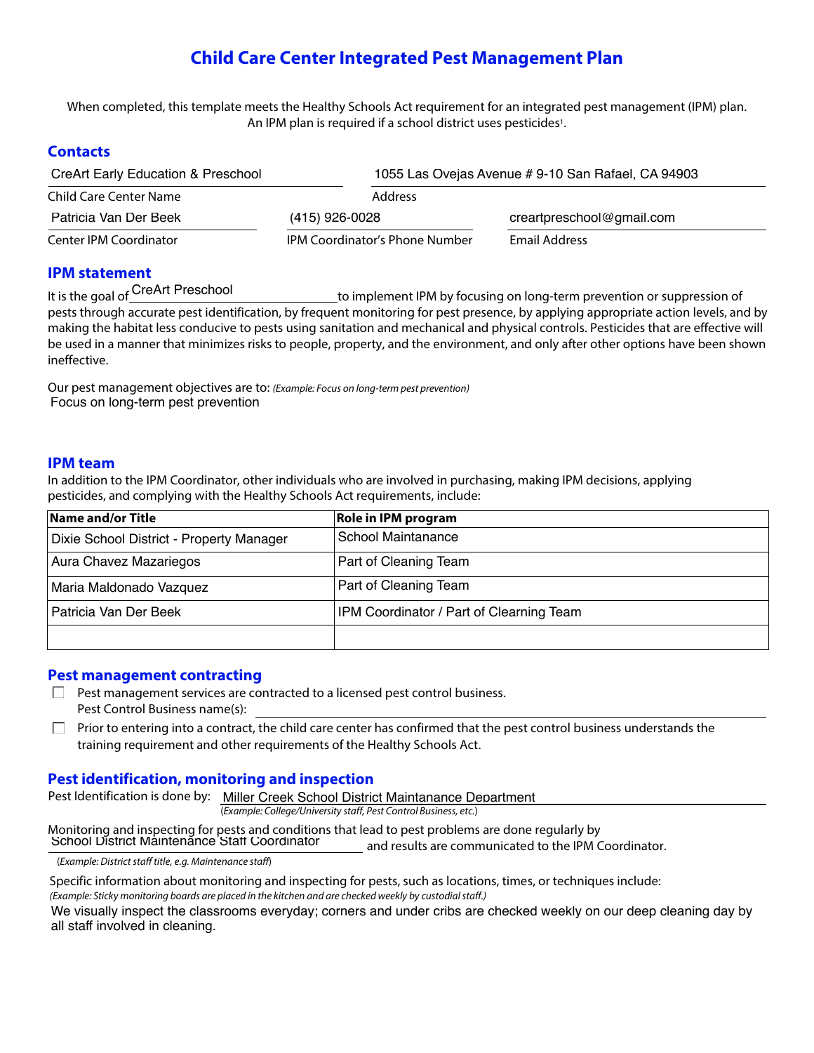# Child Care Center Integrated Pest Management Plan

When completed, this template meets the Healthy Schools Act requirement for an integrated pest management (IPM) plan. An IPM plan is required if a school district uses pesticides[1].

## Contacts

CreArt Early Education & Preschool
Child Care Center Name

1055 Las Ovejas Avenue # 9-10 San Rafael, CA 94903
Address

Patricia Van Der Beek
Center IPM Coordinator

(415) 926-0028
IPM Coordinator's Phone Number

creartpreschool@gmail.com
Email Address

## IPM statement

It is the goal of CreArt Preschool to implement IPM by focusing on long-term prevention or suppression of pests through accurate pest identification, by frequent monitoring for pest presence, by applying appropriate action levels, and by making the habitat less conducive to pests using sanitation and mechanical and physical controls. Pesticides that are effective will be used in a manner that minimizes risks to people, property, and the environment, and only after other options have been shown ineffective.

Our pest management objectives are to: *(Example: Focus on long-term pest prevention)*
Focus on long-term pest prevention

## IPM team

In addition to the IPM Coordinator, other individuals who are involved in purchasing, making IPM decisions, applying pesticides, and complying with the Healthy Schools Act requirements, include:

| Name and/or Title | Role in IPM program |
|---|---|
| Dixie School District - Property Manager | School Maintanance |
| Aura Chavez Mazariegos | Part of Cleaning Team |
| Maria Maldonado Vazquez | Part of Cleaning Team |
| Patricia Van Der Beek | IPM Coordinator / Part of Clearning Team |
| | |

## Pest management contracting

☐ Pest management services are contracted to a licensed pest control business.
Pest Control Business name(s): 

☐ Prior to entering into a contract, the child care center has confirmed that the pest control business understands the training requirement and other requirements of the Healthy Schools Act.

## Pest identification, monitoring and inspection

Pest Identification is done by: Miller Creek School District Maintanance Department
*(Example: College/University staff, Pest Control Business, etc.)*

Monitoring and inspecting for pests and conditions that lead to pest problems are done regularly by School District Maintenance Staff Coordinator and results are communicated to the IPM Coordinator.
(*Example: District staff title, e.g. Maintenance staff*)

Specific information about monitoring and inspecting for pests, such as locations, times, or techniques include:
*(Example: Sticky monitoring boards are placed in the kitchen and are checked weekly by custodial staff.)*

We visually inspect the classrooms everyday; corners and under cribs are checked weekly on our deep cleaning day by all staff involved in cleaning.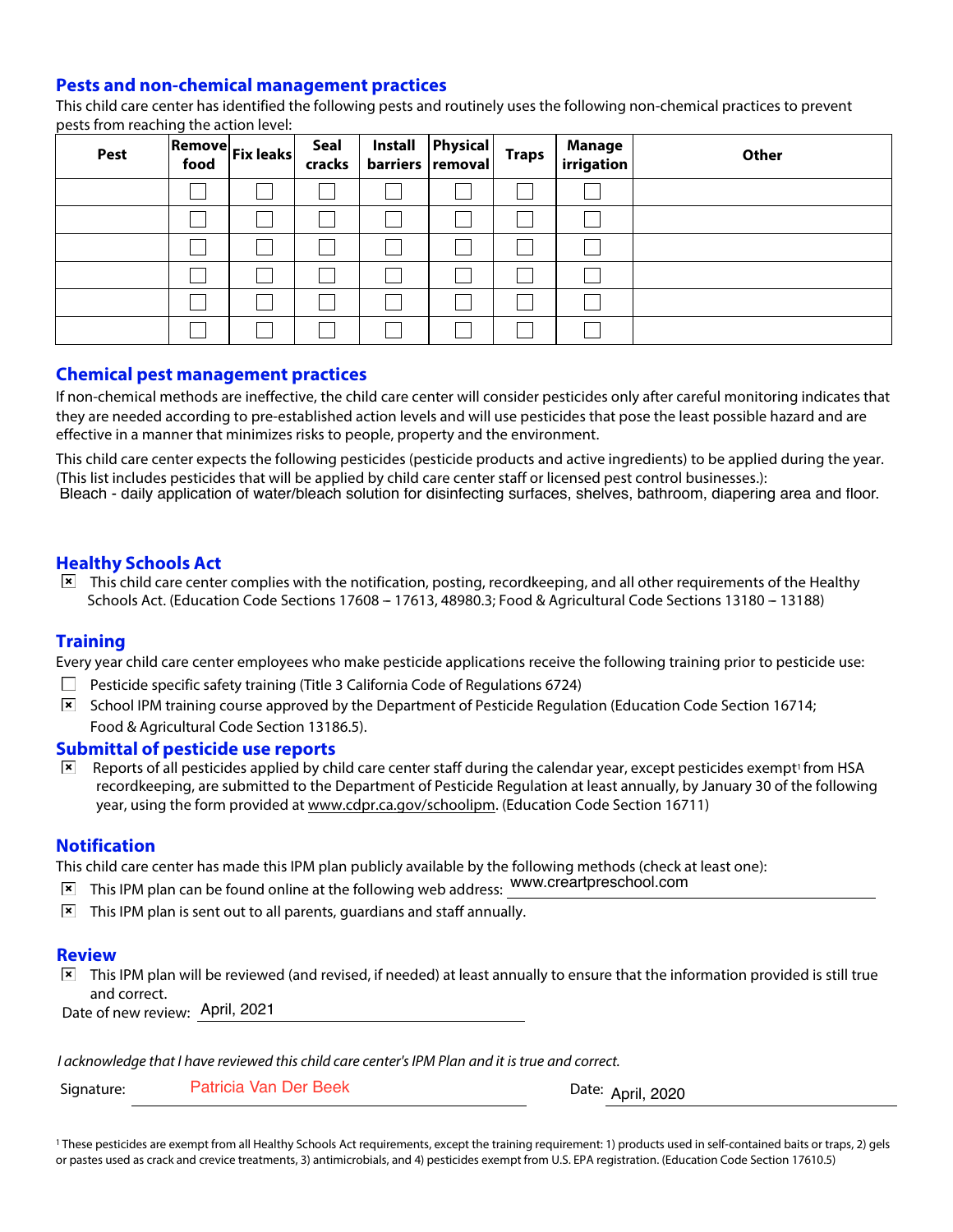## Pests and non-chemical management practices

This child care center has identified the following pests and routinely uses the following non-chemical practices to prevent pests from reaching the action level:

| Pest | Remove food | Fix leaks | Seal cracks | Install barriers | Physical removal | Traps | Manage irrigation | Other |
|---|---|---|---|---|---|---|---|---|
| | ☐ | ☐ | ☐ | ☐ | ☐ | ☐ | ☐ | |
| | ☐ | ☐ | ☐ | ☐ | ☐ | ☐ | ☐ | |
| | ☐ | ☐ | ☐ | ☐ | ☐ | ☐ | ☐ | |
| | ☐ | ☐ | ☐ | ☐ | ☐ | ☐ | ☐ | |
| | ☐ | ☐ | ☐ | ☐ | ☐ | ☐ | ☐ | |
| | ☐ | ☐ | ☐ | ☐ | ☐ | ☐ | ☐ | |

## Chemical pest management practices

If non-chemical methods are ineffective, the child care center will consider pesticides only after careful monitoring indicates that they are needed according to pre-established action levels and will use pesticides that pose the least possible hazard and are effective in a manner that minimizes risks to people, property and the environment.

This child care center expects the following pesticides (pesticide products and active ingredients) to be applied during the year. (This list includes pesticides that will be applied by child care center staff or licensed pest control businesses.):
Bleach - daily application of water/bleach solution for disinfecting surfaces, shelves, bathroom, diapering area and floor.

## Healthy Schools Act

☒ This child care center complies with the notification, posting, recordkeeping, and all other requirements of the Healthy Schools Act. (Education Code Sections 17608 – 17613, 48980.3; Food & Agricultural Code Sections 13180 – 13188)

## Training

Every year child care center employees who make pesticide applications receive the following training prior to pesticide use:

☐ Pesticide specific safety training (Title 3 California Code of Regulations 6724)

☒ School IPM training course approved by the Department of Pesticide Regulation (Education Code Section 16714; Food & Agricultural Code Section 13186.5).

## Submittal of pesticide use reports

☒ Reports of all pesticides applied by child care center staff during the calendar year, except pesticides exempt[1] from HSA recordkeeping, are submitted to the Department of Pesticide Regulation at least annually, by January 30 of the following year, using the form provided at www.cdpr.ca.gov/schoolipm. (Education Code Section 16711)

## Notification

This child care center has made this IPM plan publicly available by the following methods (check at least one):

☒ This IPM plan can be found online at the following web address: www.creartpreschool.com

☒ This IPM plan is sent out to all parents, guardians and staff annually.

## Review

☒ This IPM plan will be reviewed (and revised, if needed) at least annually to ensure that the information provided is still true and correct.

Date of new review: April, 2021

*I acknowledge that I have reviewed this child care center's IPM Plan and it is true and correct.*

Signature: Patricia Van Der Beek　　　Date: April, 2020

[1] These pesticides are exempt from all Healthy Schools Act requirements, except the training requirement: 1) products used in self-contained baits or traps, 2) gels or pastes used as crack and crevice treatments, 3) antimicrobials, and 4) pesticides exempt from U.S. EPA registration. (Education Code Section 17610.5)